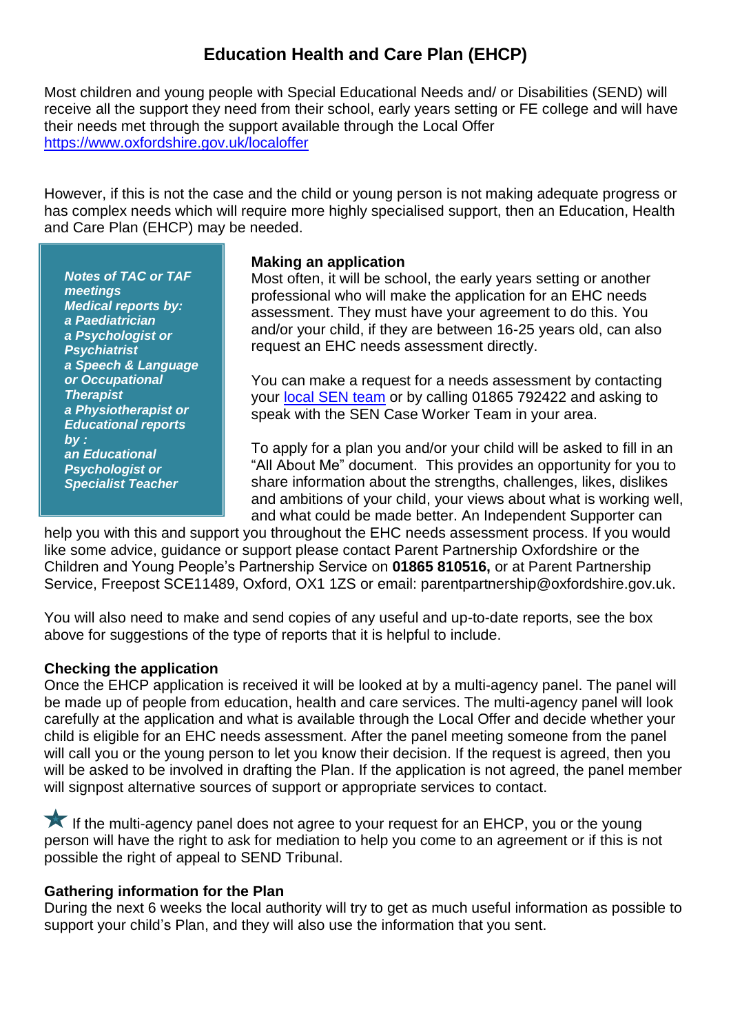# Education Health and Care Plan (EHCP)

Most children and young people with Special Educational Needs and/ or Disabilities (SEND) will receive all the support they need from their school, early years setting or FE college and will have their needs met through the support available through the Local Offer https://www.oxfordshire.gov.uk/localoffer

However, if this is not the case and the child or young person is not making adequate progress or has complex needs which will require more highly specialised support, then an Education, Health and Care Plan (EHCP) may be needed.

> ***Notes of TAC or TAF meetings***
> ***Medical reports by:***
> ***a Paediatrician***
> ***a Psychologist or Psychiatrist***
> ***a Speech & Language or Occupational Therapist***
> ***a Physiotherapist or***
> ***Educational reports by :***
> ***an Educational Psychologist or Specialist Teacher***

**Making an application**

Most often, it will be school, the early years setting or another professional who will make the application for an EHC needs assessment. They must have your agreement to do this. You and/or your child, if they are between 16-25 years old, can also request an EHC needs assessment directly.

You can make a request for a needs assessment by contacting your local SEN team or by calling 01865 792422 and asking to speak with the SEN Case Worker Team in your area.

To apply for a plan you and/or your child will be asked to fill in an "All About Me" document. This provides an opportunity for you to share information about the strengths, challenges, likes, dislikes and ambitions of your child, your views about what is working well, and what could be made better. An Independent Supporter can help you with this and support you throughout the EHC needs assessment process. If you would like some advice, guidance or support please contact Parent Partnership Oxfordshire or the Children and Young People's Partnership Service on **01865 810516,** or at Parent Partnership Service, Freepost SCE11489, Oxford, OX1 1ZS or email: parentpartnership@oxfordshire.gov.uk.

You will also need to make and send copies of any useful and up-to-date reports, see the box above for suggestions of the type of reports that it is helpful to include.

**Checking the application**

Once the EHCP application is received it will be looked at by a multi-agency panel. The panel will be made up of people from education, health and care services. The multi-agency panel will look carefully at the application and what is available through the Local Offer and decide whether your child is eligible for an EHC needs assessment. After the panel meeting someone from the panel will call you or the young person to let you know their decision. If the request is agreed, then you will be asked to be involved in drafting the Plan. If the application is not agreed, the panel member will signpost alternative sources of support or appropriate services to contact.

★ If the multi-agency panel does not agree to your request for an EHCP, you or the young person will have the right to ask for mediation to help you come to an agreement or if this is not possible the right of appeal to SEND Tribunal.

**Gathering information for the Plan**

During the next 6 weeks the local authority will try to get as much useful information as possible to support your child's Plan, and they will also use the information that you sent.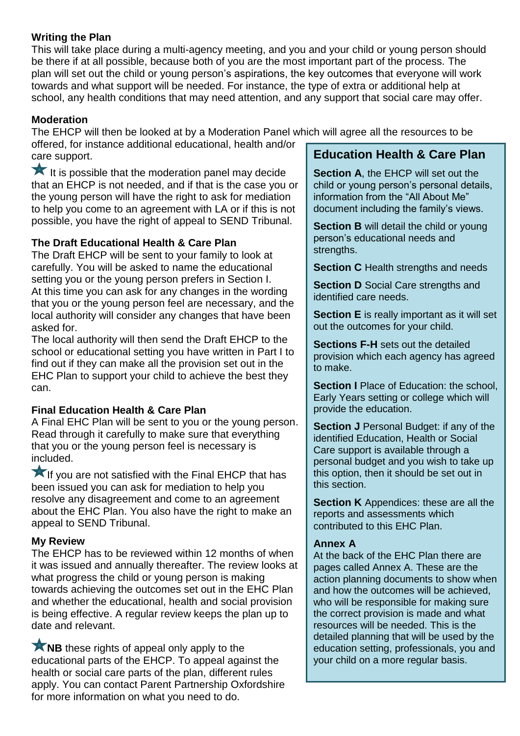**Writing the Plan**

This will take place during a multi-agency meeting, and you and your child or young person should be there if at all possible, because both of you are the most important part of the process. The plan will set out the child or young person's aspirations, the key outcomes that everyone will work towards and what support will be needed. For instance, the type of extra or additional help at school, any health conditions that may need attention, and any support that social care may offer.

**Moderation**

The EHCP will then be looked at by a Moderation Panel which will agree all the resources to be offered, for instance additional educational, health and/or care support.

★ It is possible that the moderation panel may decide that an EHCP is not needed, and if that is the case you or the young person will have the right to ask for mediation to help you come to an agreement with LA or if this is not possible, you have the right of appeal to SEND Tribunal.

**The Draft Educational Health & Care Plan**

The Draft EHCP will be sent to your family to look at carefully. You will be asked to name the educational setting you or the young person prefers in Section I. At this time you can ask for any changes in the wording that you or the young person feel are necessary, and the local authority will consider any changes that have been asked for.

The local authority will then send the Draft EHCP to the school or educational setting you have written in Part I to find out if they can make all the provision set out in the EHC Plan to support your child to achieve the best they can.

**Final Education Health & Care Plan**

A Final EHC Plan will be sent to you or the young person. Read through it carefully to make sure that everything that you or the young person feel is necessary is included.

★If you are not satisfied with the Final EHCP that has been issued you can ask for mediation to help you resolve any disagreement and come to an agreement about the EHC Plan. You also have the right to make an appeal to SEND Tribunal.

**My Review**

The EHCP has to be reviewed within 12 months of when it was issued and annually thereafter. The review looks at what progress the child or young person is making towards achieving the outcomes set out in the EHC Plan and whether the educational, health and social provision is being effective. A regular review keeps the plan up to date and relevant.

★**NB** these rights of appeal only apply to the educational parts of the EHCP. To appeal against the health or social care parts of the plan, different rules apply. You can contact Parent Partnership Oxfordshire for more information on what you need to do.

## Education Health & Care Plan

**Section A**, the EHCP will set out the child or young person's personal details, information from the "All About Me" document including the family's views.

**Section B** will detail the child or young person's educational needs and strengths.

**Section C** Health strengths and needs

**Section D** Social Care strengths and identified care needs.

**Section E** is really important as it will set out the outcomes for your child.

**Sections F-H** sets out the detailed provision which each agency has agreed to make.

**Section I** Place of Education: the school, Early Years setting or college which will provide the education.

**Section J** Personal Budget: if any of the identified Education, Health or Social Care support is available through a personal budget and you wish to take up this option, then it should be set out in this section.

**Section K** Appendices: these are all the reports and assessments which contributed to this EHC Plan.

**Annex A**

At the back of the EHC Plan there are pages called Annex A. These are the action planning documents to show when and how the outcomes will be achieved, who will be responsible for making sure the correct provision is made and what resources will be needed. This is the detailed planning that will be used by the education setting, professionals, you and your child on a more regular basis.